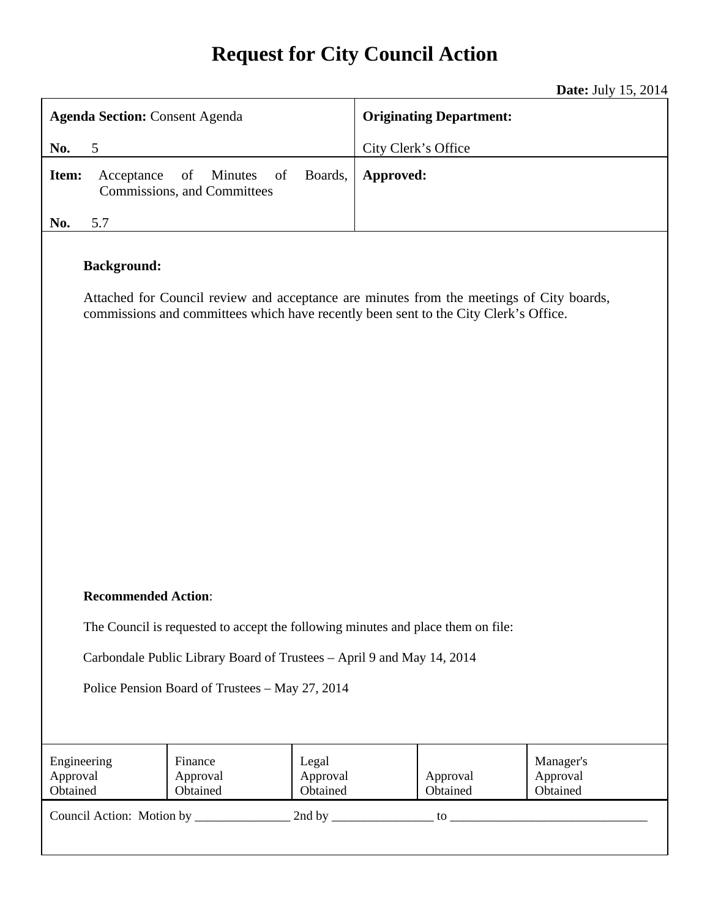# Request for City Council Action

**Date:** July 15, 2014

| **Agenda Section:** Consent Agenda<br><br>**No.** 5 | **Originating Department:**<br><br>City Clerk's Office |
| --- | --- |
| **Item:** Acceptance of Minutes of Boards, Commissions, and Committees<br><br>**No.** 5.7 | **Approved:** |

**Background:**

Attached for Council review and acceptance are minutes from the meetings of City boards, commissions and committees which have recently been sent to the City Clerk's Office.

**Recommended Action**:

The Council is requested to accept the following minutes and place them on file:

Carbondale Public Library Board of Trustees – April 9 and May 14, 2014

Police Pension Board of Trustees – May 27, 2014

| Engineering Approval Obtained | Finance Approval Obtained | Legal Approval Obtained | Approval Obtained | Manager's Approval Obtained |
| --- | --- | --- | --- | --- |

Council Action: Motion by _______________ 2nd by ________________ to _______________________________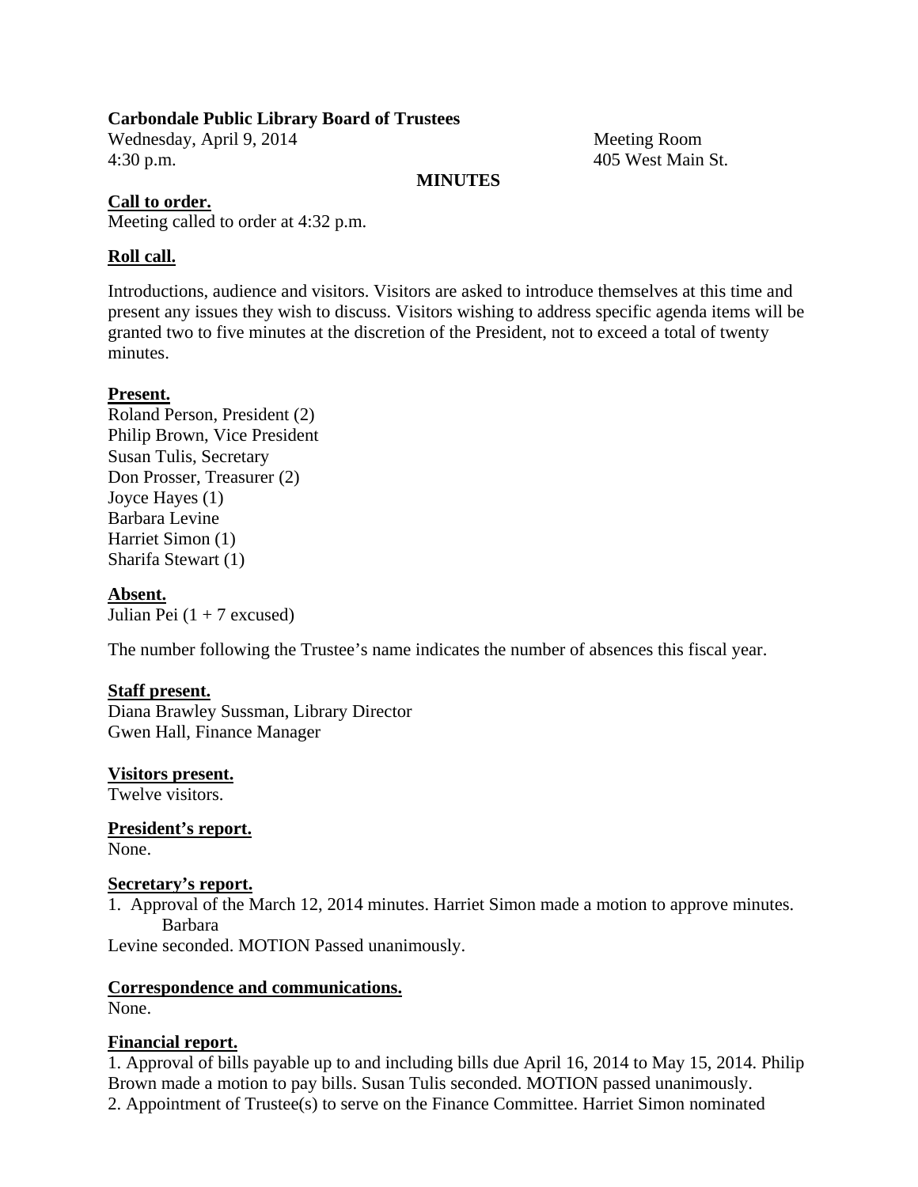**Carbondale Public Library Board of Trustees**

Wednesday, April 9, 2014
4:30 p.m.

Meeting Room
405 West Main St.

**MINUTES**

**Call to order.**

Meeting called to order at 4:32 p.m.

**Roll call.**

Introductions, audience and visitors. Visitors are asked to introduce themselves at this time and present any issues they wish to discuss. Visitors wishing to address specific agenda items will be granted two to five minutes at the discretion of the President, not to exceed a total of twenty minutes.

**Present.**

Roland Person, President (2)
Philip Brown, Vice President
Susan Tulis, Secretary
Don Prosser, Treasurer (2)
Joyce Hayes (1)
Barbara Levine
Harriet Simon (1)
Sharifa Stewart (1)

**Absent.**

Julian Pei (1 + 7 excused)

The number following the Trustee's name indicates the number of absences this fiscal year.

**Staff present.**

Diana Brawley Sussman, Library Director
Gwen Hall, Finance Manager

**Visitors present.**

Twelve visitors.

**President's report.**

None.

**Secretary's report.**

1. Approval of the March 12, 2014 minutes. Harriet Simon made a motion to approve minutes. Barbara Levine seconded. MOTION Passed unanimously.

**Correspondence and communications.**

None.

**Financial report.**

1. Approval of bills payable up to and including bills due April 16, 2014 to May 15, 2014. Philip Brown made a motion to pay bills. Susan Tulis seconded. MOTION passed unanimously.
2. Appointment of Trustee(s) to serve on the Finance Committee. Harriet Simon nominated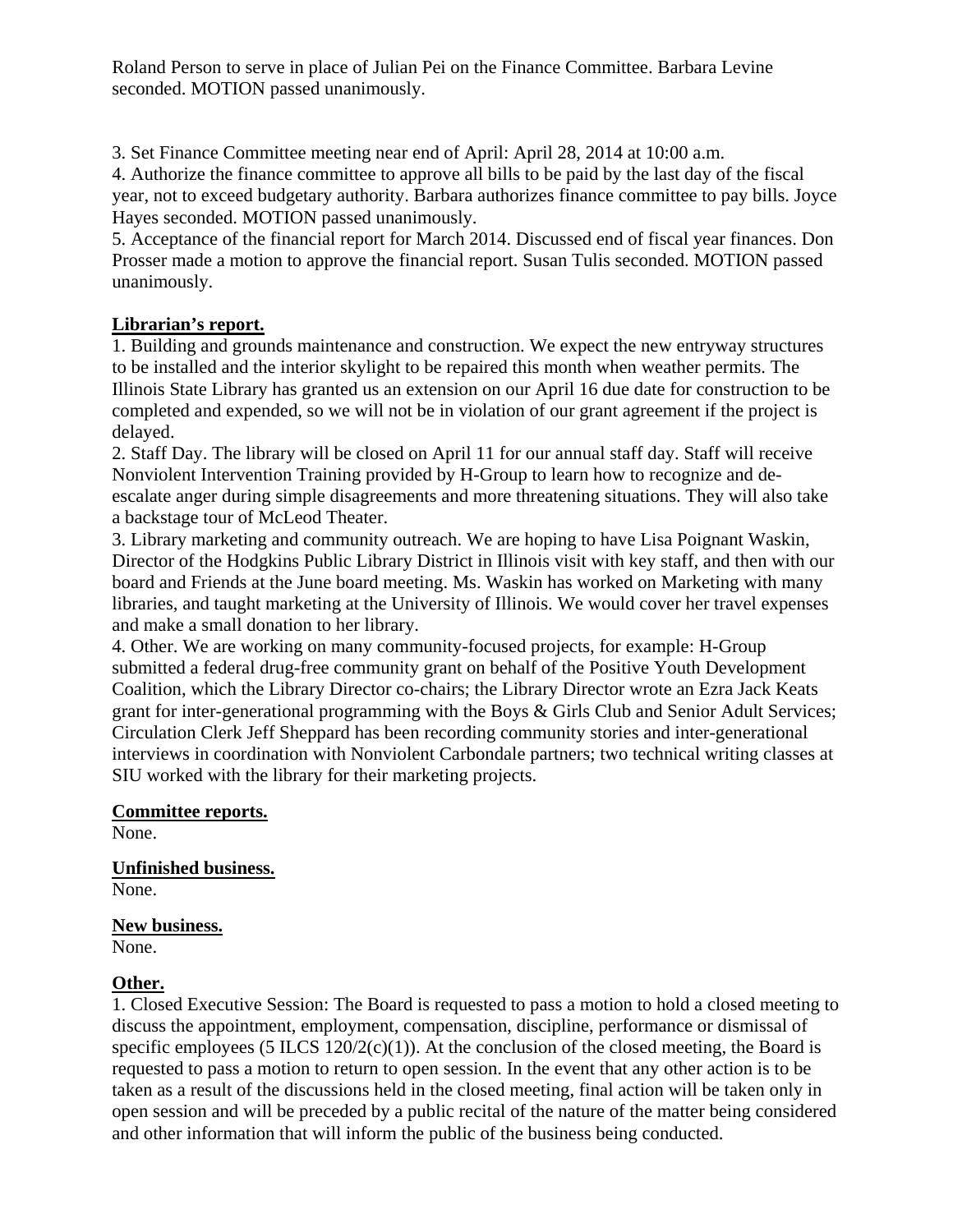Roland Person to serve in place of Julian Pei on the Finance Committee. Barbara Levine seconded. MOTION passed unanimously.

3. Set Finance Committee meeting near end of April: April 28, 2014 at 10:00 a.m.
4. Authorize the finance committee to approve all bills to be paid by the last day of the fiscal year, not to exceed budgetary authority. Barbara authorizes finance committee to pay bills. Joyce Hayes seconded. MOTION passed unanimously.
5. Acceptance of the financial report for March 2014. Discussed end of fiscal year finances. Don Prosser made a motion to approve the financial report. Susan Tulis seconded. MOTION passed unanimously.

**Librarian's report.**

1. Building and grounds maintenance and construction. We expect the new entryway structures to be installed and the interior skylight to be repaired this month when weather permits. The Illinois State Library has granted us an extension on our April 16 due date for construction to be completed and expended, so we will not be in violation of our grant agreement if the project is delayed.
2. Staff Day. The library will be closed on April 11 for our annual staff day. Staff will receive Nonviolent Intervention Training provided by H-Group to learn how to recognize and de-escalate anger during simple disagreements and more threatening situations. They will also take a backstage tour of McLeod Theater.
3. Library marketing and community outreach. We are hoping to have Lisa Poignant Waskin, Director of the Hodgkins Public Library District in Illinois visit with key staff, and then with our board and Friends at the June board meeting. Ms. Waskin has worked on Marketing with many libraries, and taught marketing at the University of Illinois. We would cover her travel expenses and make a small donation to her library.
4. Other. We are working on many community-focused projects, for example: H-Group submitted a federal drug-free community grant on behalf of the Positive Youth Development Coalition, which the Library Director co-chairs; the Library Director wrote an Ezra Jack Keats grant for inter-generational programming with the Boys & Girls Club and Senior Adult Services; Circulation Clerk Jeff Sheppard has been recording community stories and inter-generational interviews in coordination with Nonviolent Carbondale partners; two technical writing classes at SIU worked with the library for their marketing projects.

**Committee reports.**
None.

**Unfinished business.**
None.

**New business.**
None.

**Other.**

1. Closed Executive Session: The Board is requested to pass a motion to hold a closed meeting to discuss the appointment, employment, compensation, discipline, performance or dismissal of specific employees (5 ILCS 120/2(c)(1)). At the conclusion of the closed meeting, the Board is requested to pass a motion to return to open session. In the event that any other action is to be taken as a result of the discussions held in the closed meeting, final action will be taken only in open session and will be preceded by a public recital of the nature of the matter being considered and other information that will inform the public of the business being conducted.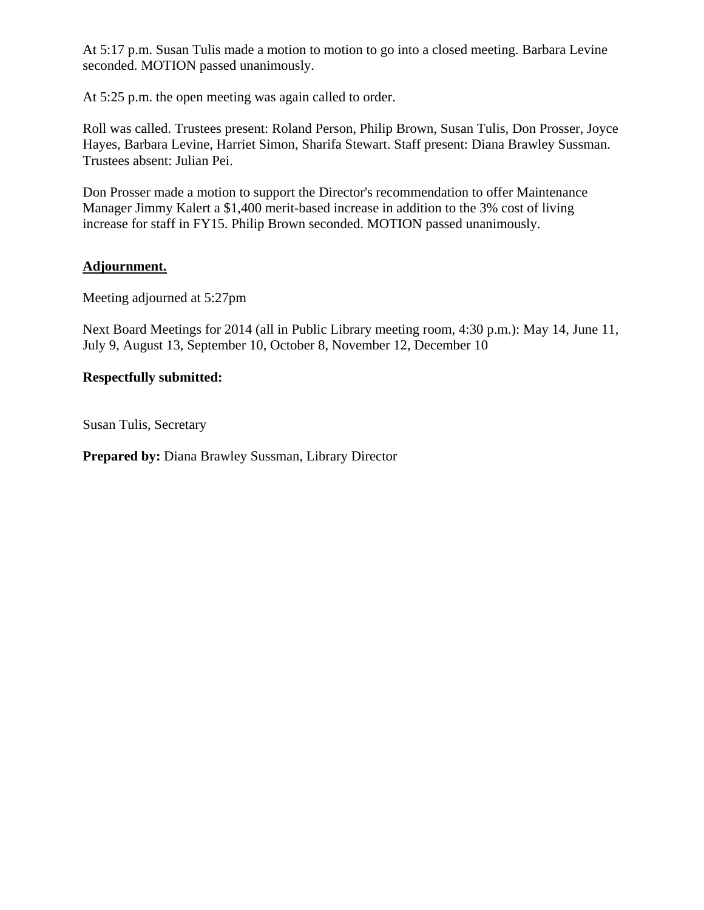At 5:17 p.m. Susan Tulis made a motion to motion to go into a closed meeting. Barbara Levine seconded. MOTION passed unanimously.

At 5:25 p.m. the open meeting was again called to order.

Roll was called. Trustees present: Roland Person, Philip Brown, Susan Tulis, Don Prosser, Joyce Hayes, Barbara Levine, Harriet Simon, Sharifa Stewart. Staff present: Diana Brawley Sussman. Trustees absent: Julian Pei.

Don Prosser made a motion to support the Director's recommendation to offer Maintenance Manager Jimmy Kalert a $1,400 merit-based increase in addition to the 3% cost of living increase for staff in FY15. Philip Brown seconded. MOTION passed unanimously.

**Adjournment.**

Meeting adjourned at 5:27pm

Next Board Meetings for 2014 (all in Public Library meeting room, 4:30 p.m.): May 14, June 11, July 9, August 13, September 10, October 8, November 12, December 10

**Respectfully submitted:**

Susan Tulis, Secretary

**Prepared by:** Diana Brawley Sussman, Library Director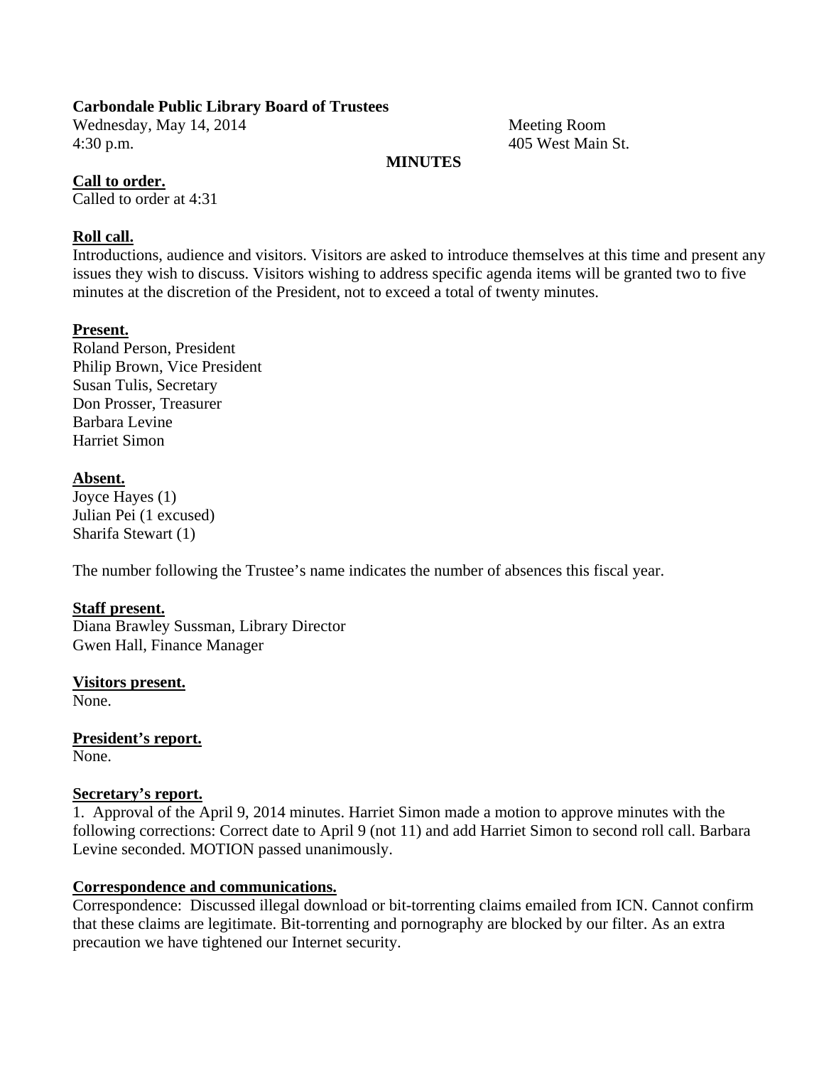**Carbondale Public Library Board of Trustees**

Wednesday, May 14, 2014
4:30 p.m.

Meeting Room
405 West Main St.

**MINUTES**

**Call to order.**

Called to order at 4:31

**Roll call.**

Introductions, audience and visitors. Visitors are asked to introduce themselves at this time and present any issues they wish to discuss. Visitors wishing to address specific agenda items will be granted two to five minutes at the discretion of the President, not to exceed a total of twenty minutes.

**Present.**

Roland Person, President
Philip Brown, Vice President
Susan Tulis, Secretary
Don Prosser, Treasurer
Barbara Levine
Harriet Simon

**Absent.**

Joyce Hayes (1)
Julian Pei (1 excused)
Sharifa Stewart (1)

The number following the Trustee's name indicates the number of absences this fiscal year.

**Staff present.**

Diana Brawley Sussman, Library Director
Gwen Hall, Finance Manager

**Visitors present.**

None.

**President's report.**

None.

**Secretary's report.**

1. Approval of the April 9, 2014 minutes. Harriet Simon made a motion to approve minutes with the following corrections: Correct date to April 9 (not 11) and add Harriet Simon to second roll call. Barbara Levine seconded. MOTION passed unanimously.

**Correspondence and communications.**

Correspondence: Discussed illegal download or bit-torrenting claims emailed from ICN. Cannot confirm that these claims are legitimate. Bit-torrenting and pornography are blocked by our filter. As an extra precaution we have tightened our Internet security.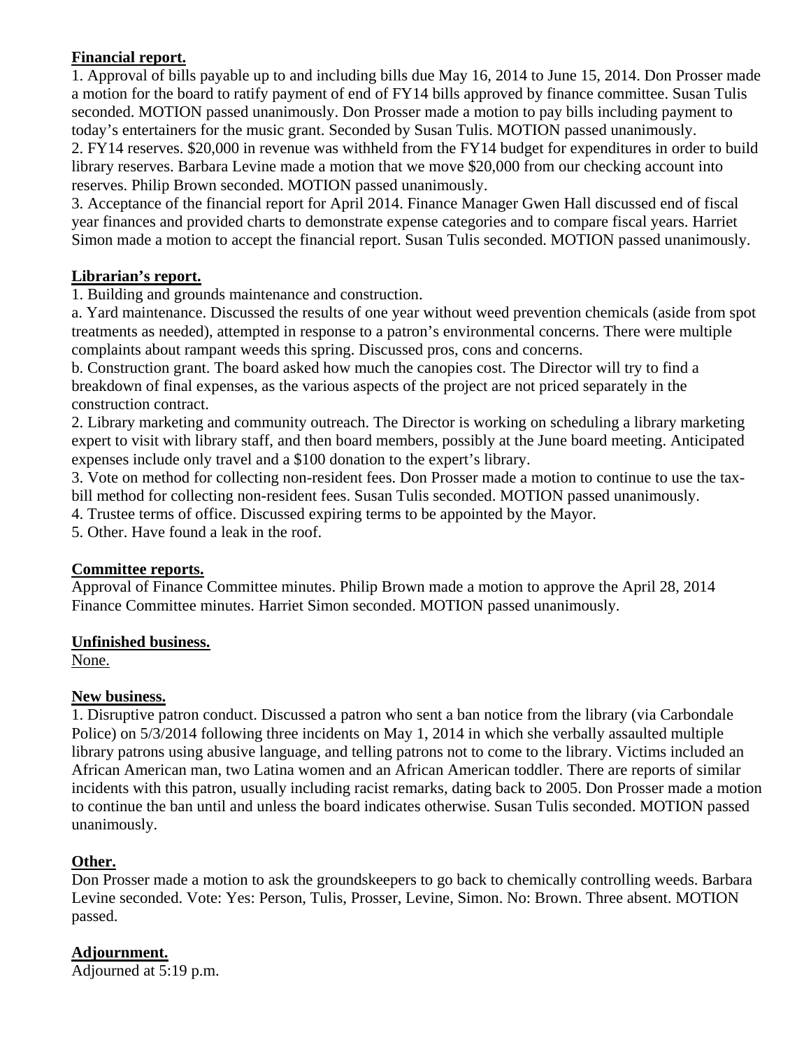**Financial report.**

1. Approval of bills payable up to and including bills due May 16, 2014 to June 15, 2014. Don Prosser made a motion for the board to ratify payment of end of FY14 bills approved by finance committee. Susan Tulis seconded. MOTION passed unanimously. Don Prosser made a motion to pay bills including payment to today's entertainers for the music grant. Seconded by Susan Tulis. MOTION passed unanimously.
2. FY14 reserves. $20,000 in revenue was withheld from the FY14 budget for expenditures in order to build library reserves. Barbara Levine made a motion that we move $20,000 from our checking account into reserves. Philip Brown seconded. MOTION passed unanimously.
3. Acceptance of the financial report for April 2014. Finance Manager Gwen Hall discussed end of fiscal year finances and provided charts to demonstrate expense categories and to compare fiscal years. Harriet Simon made a motion to accept the financial report. Susan Tulis seconded. MOTION passed unanimously.

**Librarian's report.**

1. Building and grounds maintenance and construction.

a. Yard maintenance. Discussed the results of one year without weed prevention chemicals (aside from spot treatments as needed), attempted in response to a patron's environmental concerns. There were multiple complaints about rampant weeds this spring. Discussed pros, cons and concerns.

b. Construction grant. The board asked how much the canopies cost. The Director will try to find a breakdown of final expenses, as the various aspects of the project are not priced separately in the construction contract.

2. Library marketing and community outreach. The Director is working on scheduling a library marketing expert to visit with library staff, and then board members, possibly at the June board meeting. Anticipated expenses include only travel and a $100 donation to the expert's library.
3. Vote on method for collecting non-resident fees. Don Prosser made a motion to continue to use the tax-bill method for collecting non-resident fees. Susan Tulis seconded. MOTION passed unanimously.
4. Trustee terms of office. Discussed expiring terms to be appointed by the Mayor.
5. Other. Have found a leak in the roof.

**Committee reports.**

Approval of Finance Committee minutes. Philip Brown made a motion to approve the April 28, 2014 Finance Committee minutes. Harriet Simon seconded. MOTION passed unanimously.

**Unfinished business.**

None.

**New business.**

1. Disruptive patron conduct. Discussed a patron who sent a ban notice from the library (via Carbondale Police) on 5/3/2014 following three incidents on May 1, 2014 in which she verbally assaulted multiple library patrons using abusive language, and telling patrons not to come to the library. Victims included an African American man, two Latina women and an African American toddler. There are reports of similar incidents with this patron, usually including racist remarks, dating back to 2005. Don Prosser made a motion to continue the ban until and unless the board indicates otherwise. Susan Tulis seconded. MOTION passed unanimously.

**Other.**

Don Prosser made a motion to ask the groundskeepers to go back to chemically controlling weeds. Barbara Levine seconded. Vote: Yes: Person, Tulis, Prosser, Levine, Simon. No: Brown. Three absent. MOTION passed.

**Adjournment.**

Adjourned at 5:19 p.m.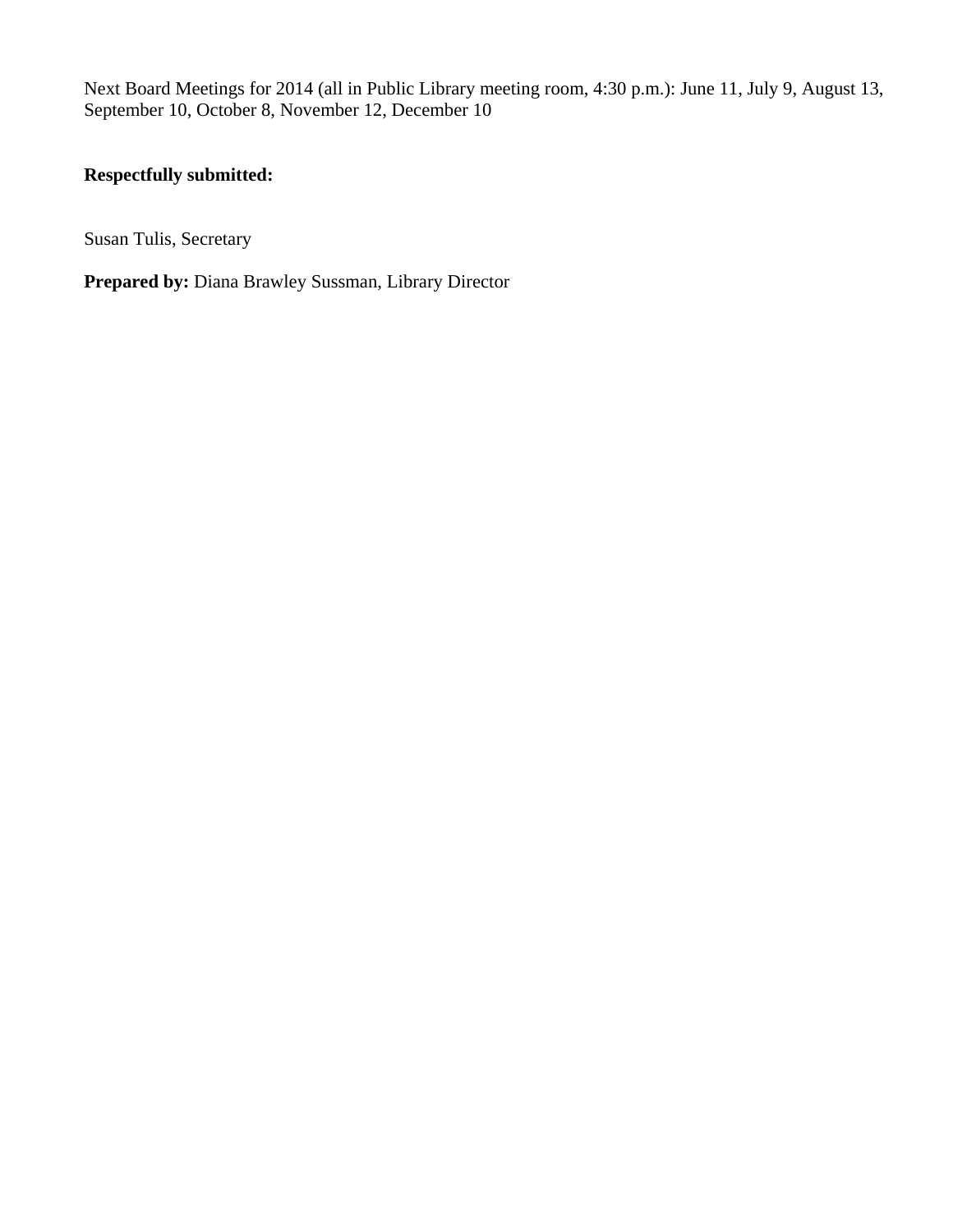Next Board Meetings for 2014 (all in Public Library meeting room, 4:30 p.m.): June 11, July 9, August 13, September 10, October 8, November 12, December 10

**Respectfully submitted:**

Susan Tulis, Secretary

**Prepared by:** Diana Brawley Sussman, Library Director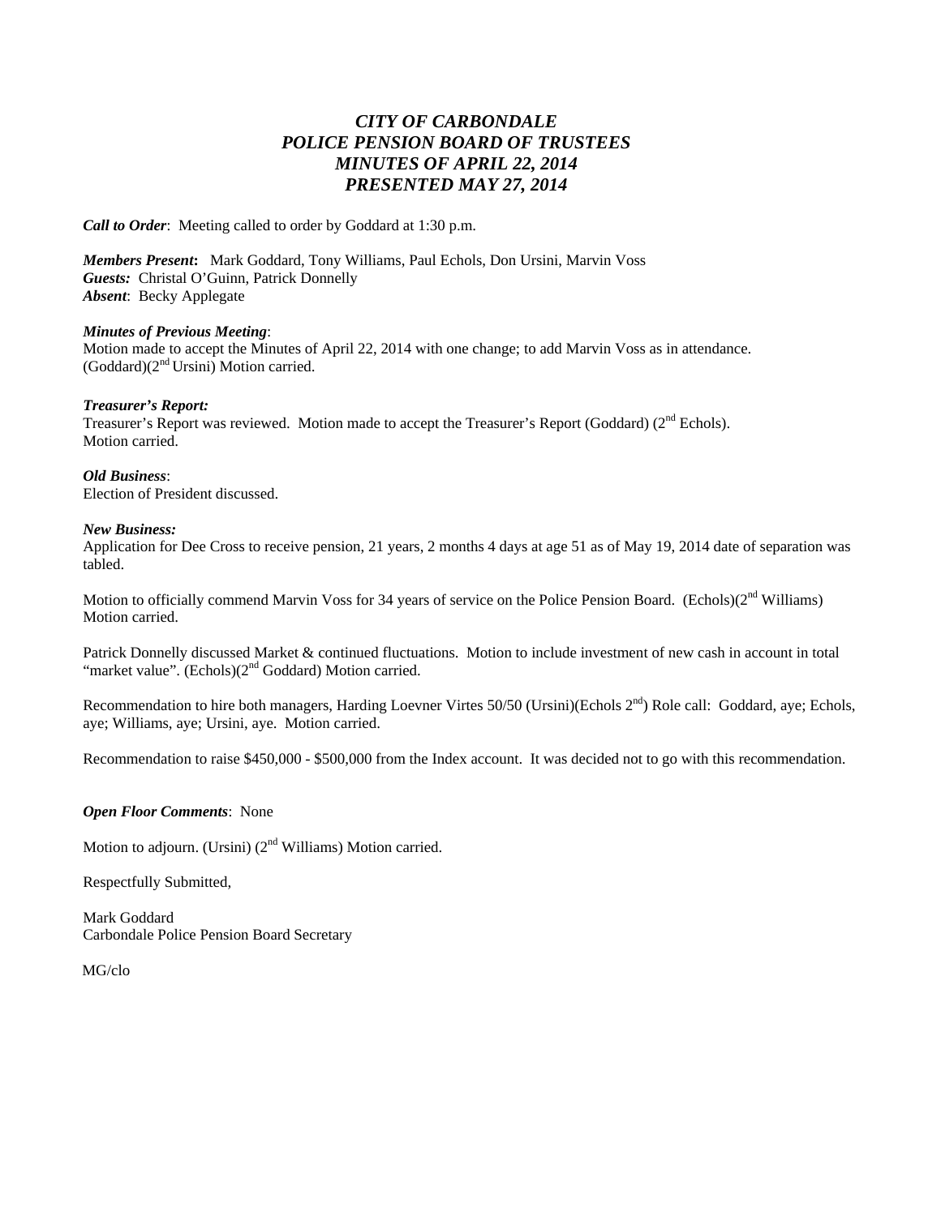# *CITY OF CARBONDALE*
# *POLICE PENSION BOARD OF TRUSTEES*
# *MINUTES OF APRIL 22, 2014*
# *PRESENTED MAY 27, 2014*

***Call to Order***: Meeting called to order by Goddard at 1:30 p.m.

***Members Present*:** Mark Goddard, Tony Williams, Paul Echols, Don Ursini, Marvin Voss
***Guests:*** Christal O'Guinn, Patrick Donnelly
***Absent***: Becky Applegate

***Minutes of Previous Meeting***:
Motion made to accept the Minutes of April 22, 2014 with one change; to add Marvin Voss as in attendance. (Goddard)(2nd Ursini) Motion carried.

***Treasurer's Report:***
Treasurer's Report was reviewed. Motion made to accept the Treasurer's Report (Goddard) (2nd Echols). Motion carried.

***Old Business***:
Election of President discussed.

***New Business:***
Application for Dee Cross to receive pension, 21 years, 2 months 4 days at age 51 as of May 19, 2014 date of separation was tabled.

Motion to officially commend Marvin Voss for 34 years of service on the Police Pension Board. (Echols)(2nd Williams) Motion carried.

Patrick Donnelly discussed Market & continued fluctuations. Motion to include investment of new cash in account in total "market value". (Echols)(2nd Goddard) Motion carried.

Recommendation to hire both managers, Harding Loevner Virtes 50/50 (Ursini)(Echols 2nd) Role call: Goddard, aye; Echols, aye; Williams, aye; Ursini, aye. Motion carried.

Recommendation to raise $450,000 - $500,000 from the Index account. It was decided not to go with this recommendation.

***Open Floor Comments***: None

Motion to adjourn. (Ursini) (2nd Williams) Motion carried.

Respectfully Submitted,

Mark Goddard
Carbondale Police Pension Board Secretary

MG/clo